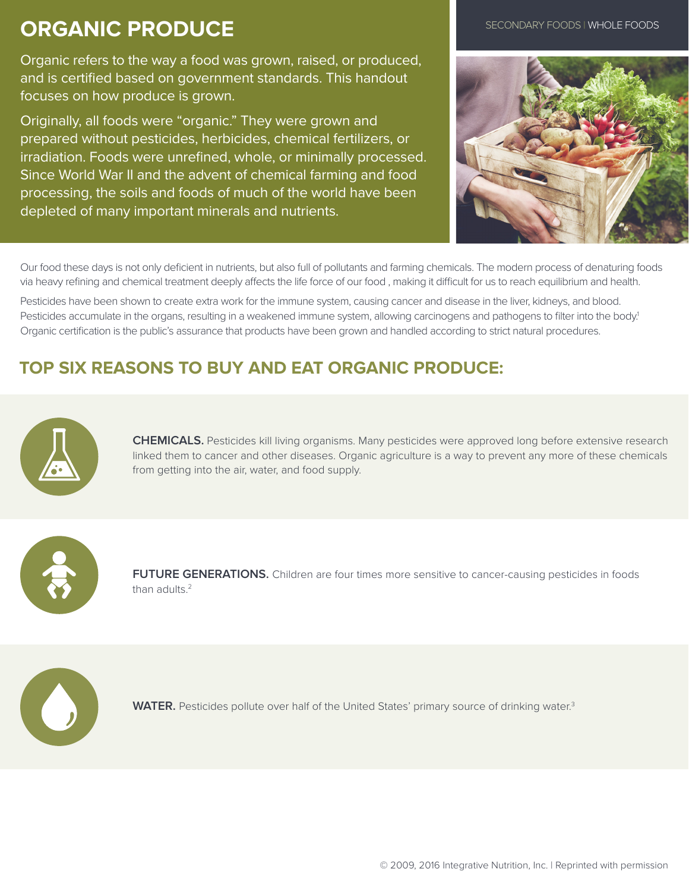# ORGANIC PRODUCE

SECONDARY FOODS | WHOLE FOODS

Organic refers to the way a food was grown, raised, or produced, and is certified based on government standards. This handout focuses on how produce is grown.

Originally, all foods were "organic." They were grown and prepared without pesticides, herbicides, chemical fertilizers, or irradiation. Foods were unrefined, whole, or minimally processed. Since World War II and the advent of chemical farming and food processing, the soils and foods of much of the world have been depleted of many important minerals and nutrients.

Our food these days is not only deficient in nutrients, but also full of pollutants and farming chemicals. The modern process of denaturing foods via heavy refining and chemical treatment deeply affects the life force of our food , making it difficult for us to reach equilibrium and health.

Pesticides have been shown to create extra work for the immune system, causing cancer and disease in the liver, kidneys, and blood. Pesticides accumulate in the organs, resulting in a weakened immune system, allowing carcinogens and pathogens to filter into the body.[1] Organic certification is the public's assurance that products have been grown and handled according to strict natural procedures.

## TOP SIX REASONS TO BUY AND EAT ORGANIC PRODUCE:

**CHEMICALS.** Pesticides kill living organisms. Many pesticides were approved long before extensive research linked them to cancer and other diseases. Organic agriculture is a way to prevent any more of these chemicals from getting into the air, water, and food supply.

**FUTURE GENERATIONS.** Children are four times more sensitive to cancer-causing pesticides in foods than adults.[2]

**WATER.** Pesticides pollute over half of the United States' primary source of drinking water.[3]

© 2009, 2016 Integrative Nutrition, Inc. | Reprinted with permission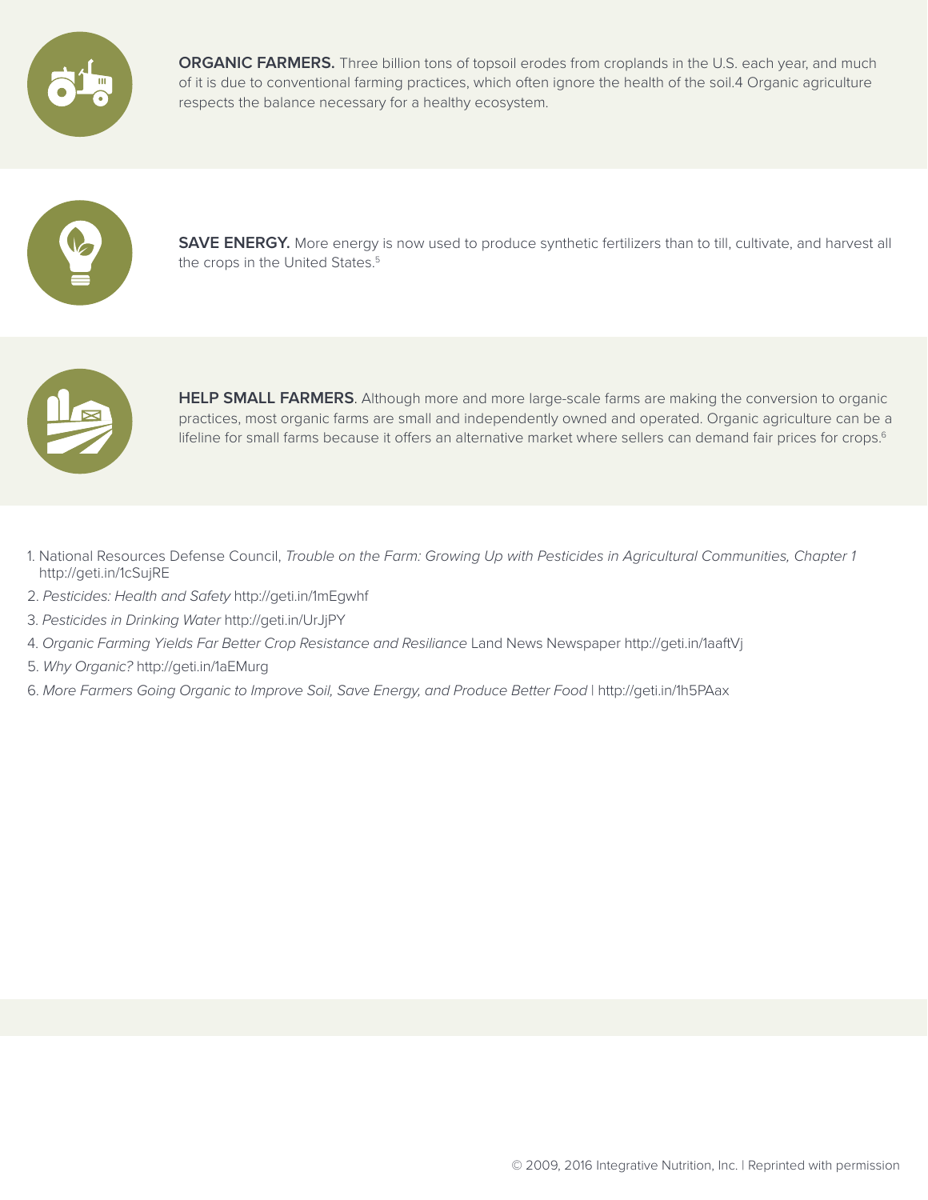**ORGANIC FARMERS.** Three billion tons of topsoil erodes from croplands in the U.S. each year, and much of it is due to conventional farming practices, which often ignore the health of the soil.4 Organic agriculture respects the balance necessary for a healthy ecosystem.

**SAVE ENERGY.** More energy is now used to produce synthetic fertilizers than to till, cultivate, and harvest all the crops in the United States.[5]

**HELP SMALL FARMERS**. Although more and more large-scale farms are making the conversion to organic practices, most organic farms are small and independently owned and operated. Organic agriculture can be a lifeline for small farms because it offers an alternative market where sellers can demand fair prices for crops.[6]

1. National Resources Defense Council, *Trouble on the Farm: Growing Up with Pesticides in Agricultural Communities, Chapter 1* http://geti.in/1cSujRE
2. *Pesticides: Health and Safety* http://geti.in/1mEgwhf
3. *Pesticides in Drinking Water* http://geti.in/UrJjPY
4. *Organic Farming Yields Far Better Crop Resistance and Resiliance* Land News Newspaper http://geti.in/1aaftVj
5. *Why Organic?* http://geti.in/1aEMurg
6. *More Farmers Going Organic to Improve Soil, Save Energy, and Produce Better Food* | http://geti.in/1h5PAax

© 2009, 2016 Integrative Nutrition, Inc. | Reprinted with permission